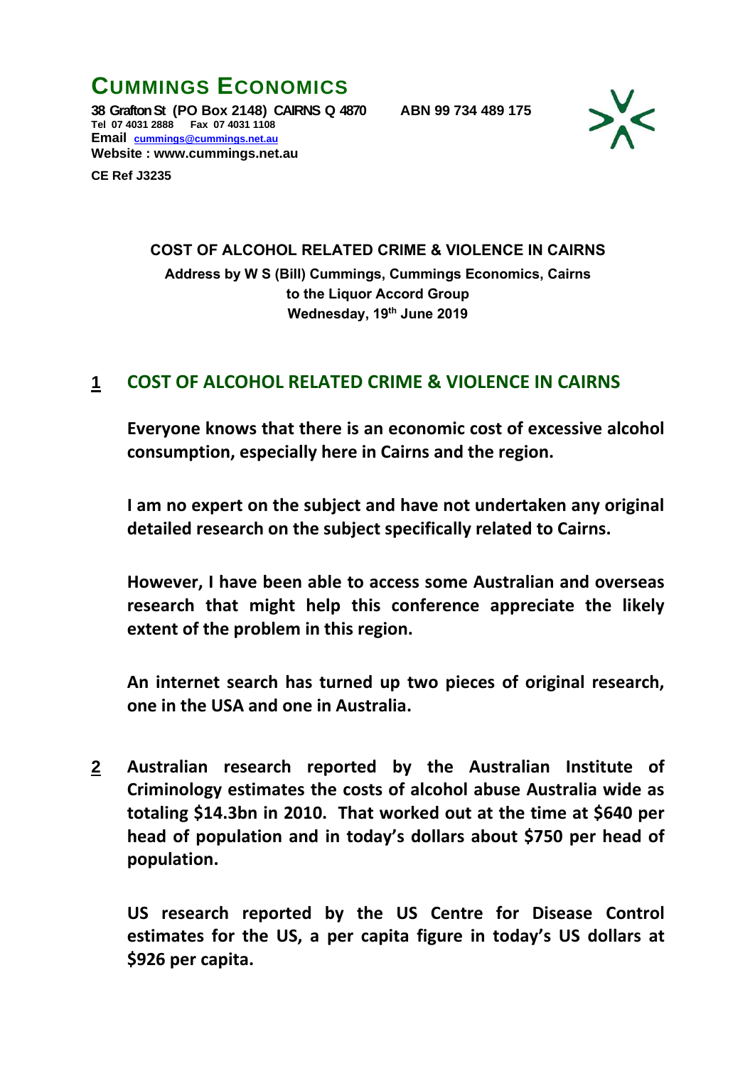# CUMMINGS ECONOMICS

**38 Grafton St (PO Box 2148) CAIRNS Q 4870 ABN 99 734 489 175**
**Tel 07 4031 2888 Fax 07 4031 1108**
**Email cummings@cummings.net.au**
**Website : www.cummings.net.au**

**CE Ref J3235**

**COST OF ALCOHOL RELATED CRIME & VIOLENCE IN CAIRNS**

**Address by W S (Bill) Cummings, Cummings Economics, Cairns**
**to the Liquor Accord Group**
**Wednesday, 19th June 2019**

## 1 COST OF ALCOHOL RELATED CRIME & VIOLENCE IN CAIRNS

**Everyone knows that there is an economic cost of excessive alcohol consumption, especially here in Cairns and the region.**

**I am no expert on the subject and have not undertaken any original detailed research on the subject specifically related to Cairns.**

**However, I have been able to access some Australian and overseas research that might help this conference appreciate the likely extent of the problem in this region.**

**An internet search has turned up two pieces of original research, one in the USA and one in Australia.**

**2** **Australian research reported by the Australian Institute of Criminology estimates the costs of alcohol abuse Australia wide as totaling $14.3bn in 2010. That worked out at the time at $640 per head of population and in today's dollars about $750 per head of population.**

**US research reported by the US Centre for Disease Control estimates for the US, a per capita figure in today's US dollars at $926 per capita.**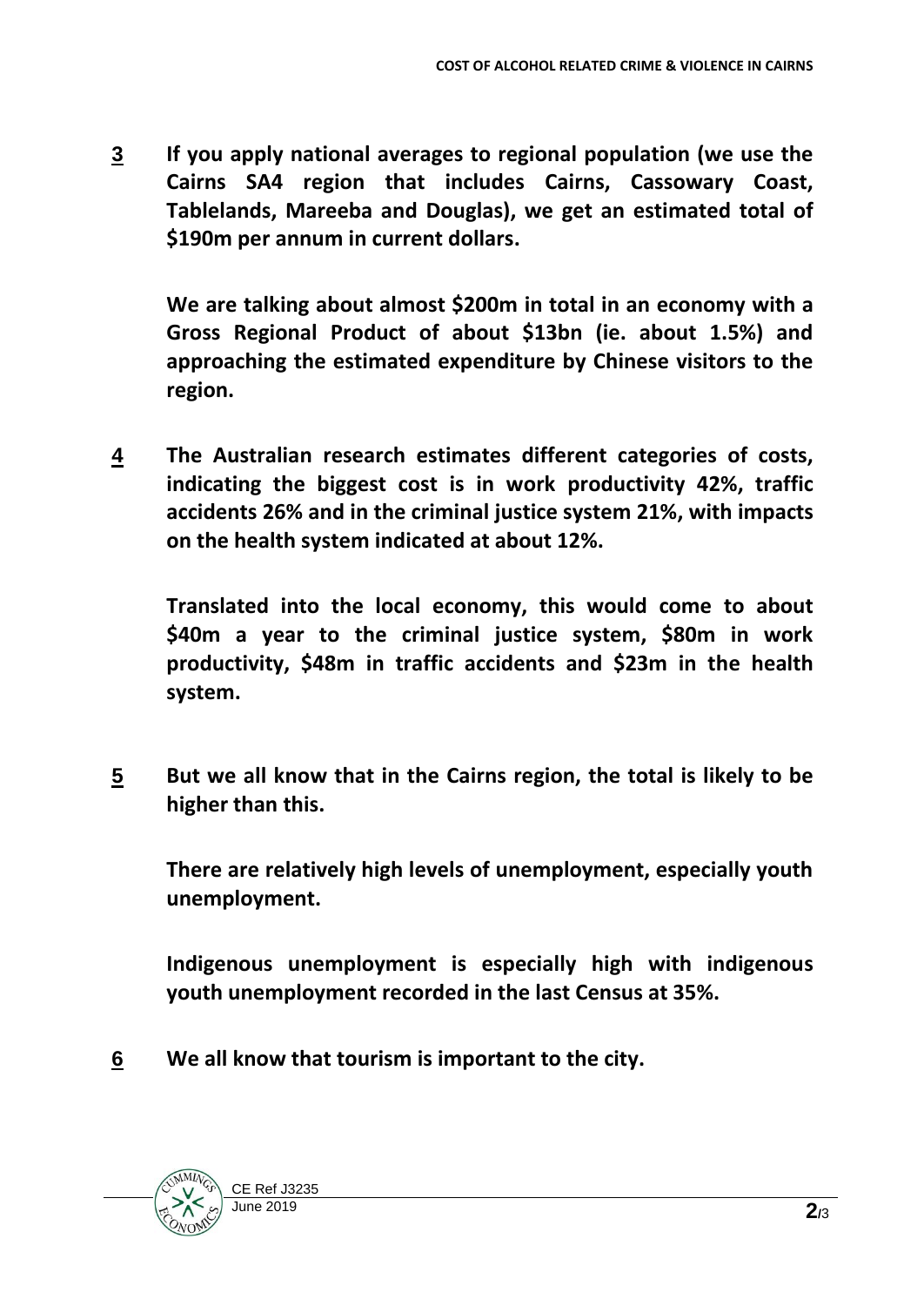**3** **If you apply national averages to regional population (we use the Cairns SA4 region that includes Cairns, Cassowary Coast, Tablelands, Mareeba and Douglas), we get an estimated total of $190m per annum in current dollars.**

**We are talking about almost $200m in total in an economy with a Gross Regional Product of about $13bn (ie. about 1.5%) and approaching the estimated expenditure by Chinese visitors to the region.**

**4** **The Australian research estimates different categories of costs, indicating the biggest cost is in work productivity 42%, traffic accidents 26% and in the criminal justice system 21%, with impacts on the health system indicated at about 12%.**

**Translated into the local economy, this would come to about $40m a year to the criminal justice system, $80m in work productivity, $48m in traffic accidents and $23m in the health system.**

**5** **But we all know that in the Cairns region, the total is likely to be higher than this.**

**There are relatively high levels of unemployment, especially youth unemployment.**

**Indigenous unemployment is especially high with indigenous youth unemployment recorded in the last Census at 35%.**

**6** **We all know that tourism is important to the city.**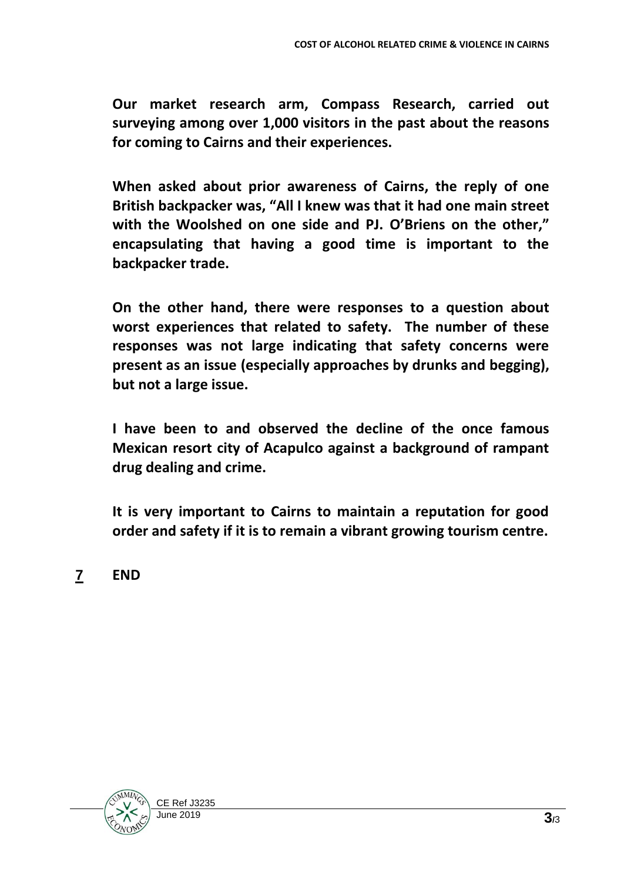**Our market research arm, Compass Research, carried out surveying among over 1,000 visitors in the past about the reasons for coming to Cairns and their experiences.**

**When asked about prior awareness of Cairns, the reply of one British backpacker was, "All I knew was that it had one main street with the Woolshed on one side and PJ. O'Briens on the other," encapsulating that having a good time is important to the backpacker trade.**

**On the other hand, there were responses to a question about worst experiences that related to safety. The number of these responses was not large indicating that safety concerns were present as an issue (especially approaches by drunks and begging), but not a large issue.**

**I have been to and observed the decline of the once famous Mexican resort city of Acapulco against a background of rampant drug dealing and crime.**

**It is very important to Cairns to maintain a reputation for good order and safety if it is to remain a vibrant growing tourism centre.**

## 7 END